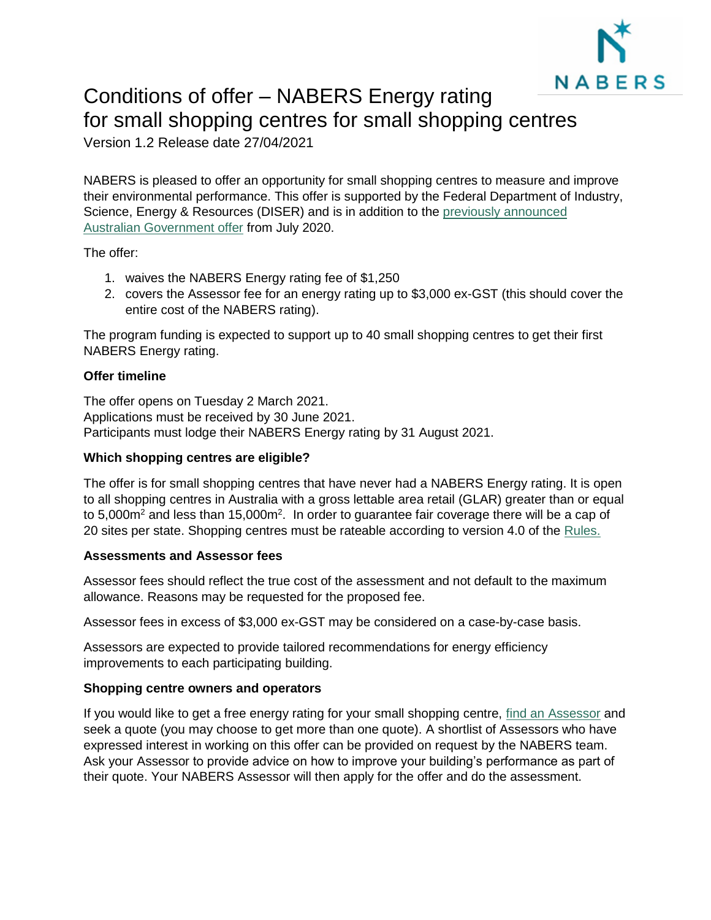# Conditions of offer – NABERS Energy rating for small shopping centres for small shopping centres

Version 1.2 Release date 27/04/2021

NABERS is pleased to offer an opportunity for small shopping centres to measure and improve their environmental performance. This offer is supported by the Federal Department of Industry, Science, Energy & Resources (DISER) and is in addition to the previously announced Australian Government offer from July 2020.

The offer:

1. waives the NABERS Energy rating fee of $1,250
2. covers the Assessor fee for an energy rating up to $3,000 ex-GST (this should cover the entire cost of the NABERS rating).

The program funding is expected to support up to 40 small shopping centres to get their first NABERS Energy rating.

**Offer timeline**

The offer opens on Tuesday 2 March 2021.
Applications must be received by 30 June 2021.
Participants must lodge their NABERS Energy rating by 31 August 2021.

**Which shopping centres are eligible?**

The offer is for small shopping centres that have never had a NABERS Energy rating. It is open to all shopping centres in Australia with a gross lettable area retail (GLAR) greater than or equal to 5,000m$^2$ and less than 15,000m$^2$. In order to guarantee fair coverage there will be a cap of 20 sites per state. Shopping centres must be rateable according to version 4.0 of the Rules.

**Assessments and Assessor fees**

Assessor fees should reflect the true cost of the assessment and not default to the maximum allowance. Reasons may be requested for the proposed fee.

Assessor fees in excess of $3,000 ex-GST may be considered on a case-by-case basis.

Assessors are expected to provide tailored recommendations for energy efficiency improvements to each participating building.

**Shopping centre owners and operators**

If you would like to get a free energy rating for your small shopping centre, find an Assessor and seek a quote (you may choose to get more than one quote). A shortlist of Assessors who have expressed interest in working on this offer can be provided on request by the NABERS team. Ask your Assessor to provide advice on how to improve your building's performance as part of their quote. Your NABERS Assessor will then apply for the offer and do the assessment.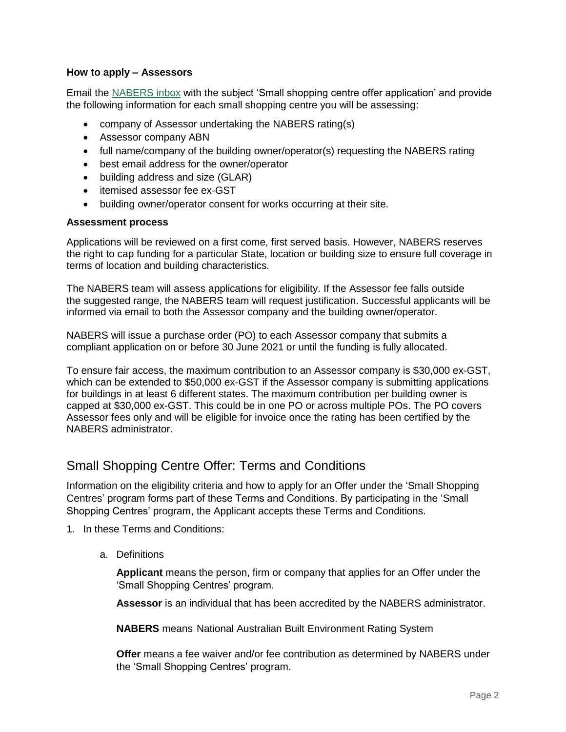### How to apply – Assessors

Email the NABERS inbox with the subject 'Small shopping centre offer application' and provide the following information for each small shopping centre you will be assessing:

- company of Assessor undertaking the NABERS rating(s)
- Assessor company ABN
- full name/company of the building owner/operator(s) requesting the NABERS rating
- best email address for the owner/operator
- building address and size (GLAR)
- itemised assessor fee ex-GST
- building owner/operator consent for works occurring at their site.

### Assessment process

Applications will be reviewed on a first come, first served basis. However, NABERS reserves the right to cap funding for a particular State, location or building size to ensure full coverage in terms of location and building characteristics.

The NABERS team will assess applications for eligibility. If the Assessor fee falls outside the suggested range, the NABERS team will request justification. Successful applicants will be informed via email to both the Assessor company and the building owner/operator.

NABERS will issue a purchase order (PO) to each Assessor company that submits a compliant application on or before 30 June 2021 or until the funding is fully allocated.

To ensure fair access, the maximum contribution to an Assessor company is $30,000 ex-GST, which can be extended to $50,000 ex-GST if the Assessor company is submitting applications for buildings in at least 6 different states. The maximum contribution per building owner is capped at $30,000 ex-GST. This could be in one PO or across multiple POs. The PO covers Assessor fees only and will be eligible for invoice once the rating has been certified by the NABERS administrator.

## Small Shopping Centre Offer: Terms and Conditions

Information on the eligibility criteria and how to apply for an Offer under the 'Small Shopping Centres' program forms part of these Terms and Conditions. By participating in the 'Small Shopping Centres' program, the Applicant accepts these Terms and Conditions.

1. In these Terms and Conditions:

   a. Definitions

      **Applicant** means the person, firm or company that applies for an Offer under the 'Small Shopping Centres' program.

      **Assessor** is an individual that has been accredited by the NABERS administrator.

      **NABERS** means National Australian Built Environment Rating System

      **Offer** means a fee waiver and/or fee contribution as determined by NABERS under the 'Small Shopping Centres' program.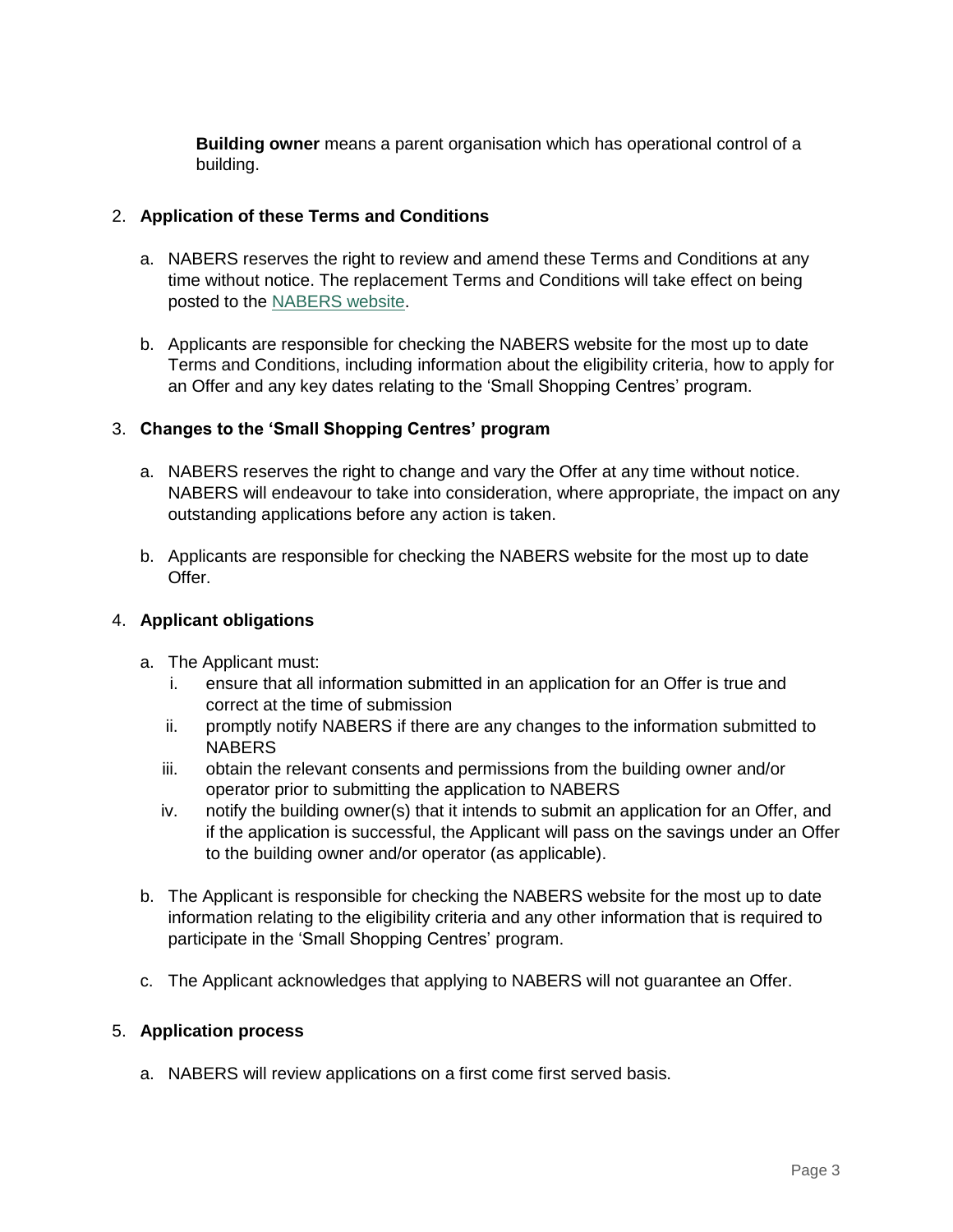**Building owner** means a parent organisation which has operational control of a building.

2. **Application of these Terms and Conditions**

   a. NABERS reserves the right to review and amend these Terms and Conditions at any time without notice. The replacement Terms and Conditions will take effect on being posted to the [NABERS website](NABERS website).

   b. Applicants are responsible for checking the NABERS website for the most up to date Terms and Conditions, including information about the eligibility criteria, how to apply for an Offer and any key dates relating to the 'Small Shopping Centres' program.

3. **Changes to the 'Small Shopping Centres' program**

   a. NABERS reserves the right to change and vary the Offer at any time without notice. NABERS will endeavour to take into consideration, where appropriate, the impact on any outstanding applications before any action is taken.

   b. Applicants are responsible for checking the NABERS website for the most up to date Offer.

4. **Applicant obligations**

   a. The Applicant must:
      i. ensure that all information submitted in an application for an Offer is true and correct at the time of submission
      ii. promptly notify NABERS if there are any changes to the information submitted to NABERS
      iii. obtain the relevant consents and permissions from the building owner and/or operator prior to submitting the application to NABERS
      iv. notify the building owner(s) that it intends to submit an application for an Offer, and if the application is successful, the Applicant will pass on the savings under an Offer to the building owner and/or operator (as applicable).

   b. The Applicant is responsible for checking the NABERS website for the most up to date information relating to the eligibility criteria and any other information that is required to participate in the 'Small Shopping Centres' program.

   c. The Applicant acknowledges that applying to NABERS will not guarantee an Offer.

5. **Application process**

   a. NABERS will review applications on a first come first served basis.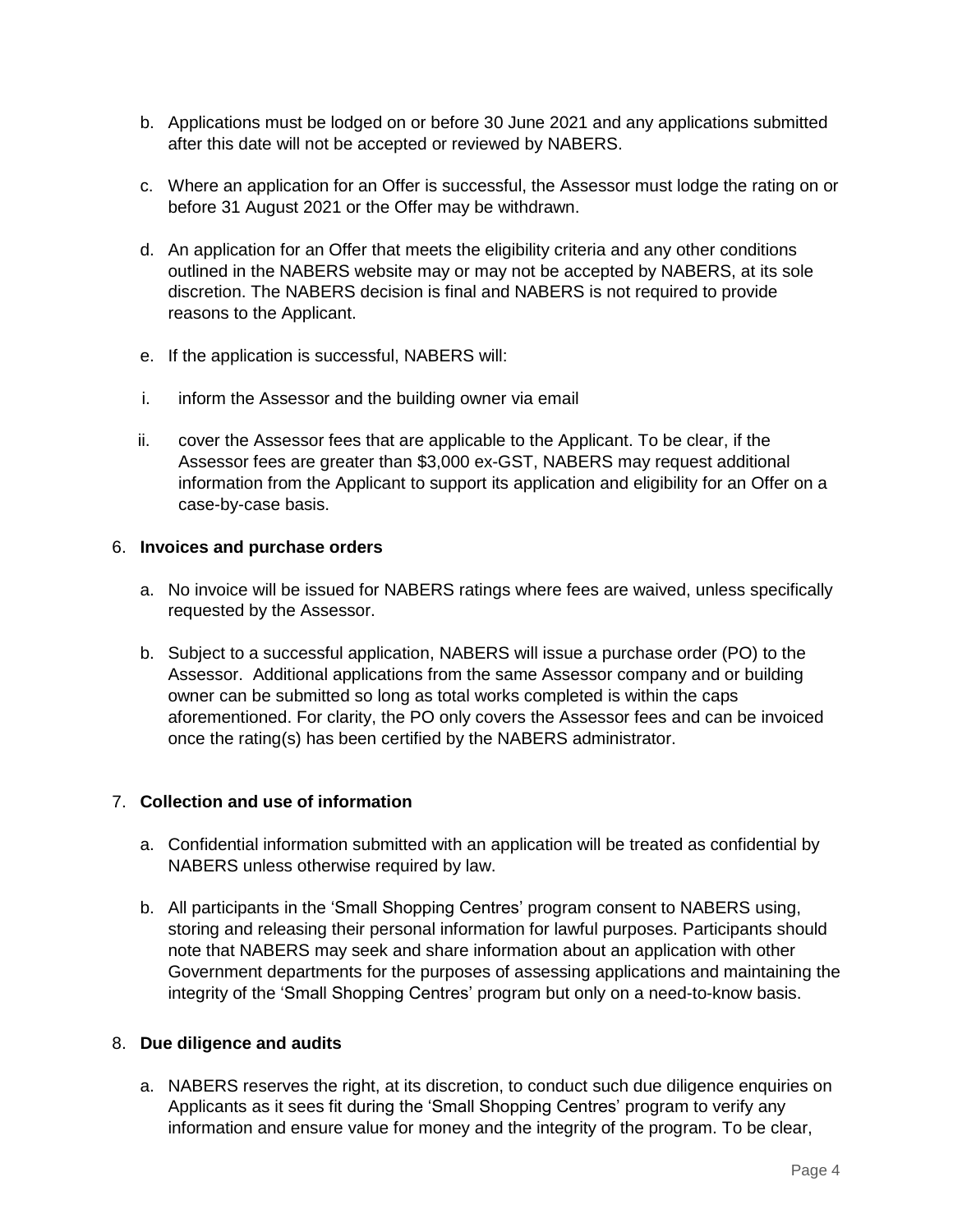b. Applications must be lodged on or before 30 June 2021 and any applications submitted after this date will not be accepted or reviewed by NABERS.

c. Where an application for an Offer is successful, the Assessor must lodge the rating on or before 31 August 2021 or the Offer may be withdrawn.

d. An application for an Offer that meets the eligibility criteria and any other conditions outlined in the NABERS website may or may not be accepted by NABERS, at its sole discretion. The NABERS decision is final and NABERS is not required to provide reasons to the Applicant.

e. If the application is successful, NABERS will:

   i. inform the Assessor and the building owner via email

   ii. cover the Assessor fees that are applicable to the Applicant. To be clear, if the Assessor fees are greater than $3,000 ex-GST, NABERS may request additional information from the Applicant to support its application and eligibility for an Offer on a case-by-case basis.

6. **Invoices and purchase orders**

   a. No invoice will be issued for NABERS ratings where fees are waived, unless specifically requested by the Assessor.

   b. Subject to a successful application, NABERS will issue a purchase order (PO) to the Assessor. Additional applications from the same Assessor company and or building owner can be submitted so long as total works completed is within the caps aforementioned. For clarity, the PO only covers the Assessor fees and can be invoiced once the rating(s) has been certified by the NABERS administrator.

7. **Collection and use of information**

   a. Confidential information submitted with an application will be treated as confidential by NABERS unless otherwise required by law.

   b. All participants in the 'Small Shopping Centres' program consent to NABERS using, storing and releasing their personal information for lawful purposes. Participants should note that NABERS may seek and share information about an application with other Government departments for the purposes of assessing applications and maintaining the integrity of the 'Small Shopping Centres' program but only on a need-to-know basis.

8. **Due diligence and audits**

   a. NABERS reserves the right, at its discretion, to conduct such due diligence enquiries on Applicants as it sees fit during the 'Small Shopping Centres' program to verify any information and ensure value for money and the integrity of the program. To be clear,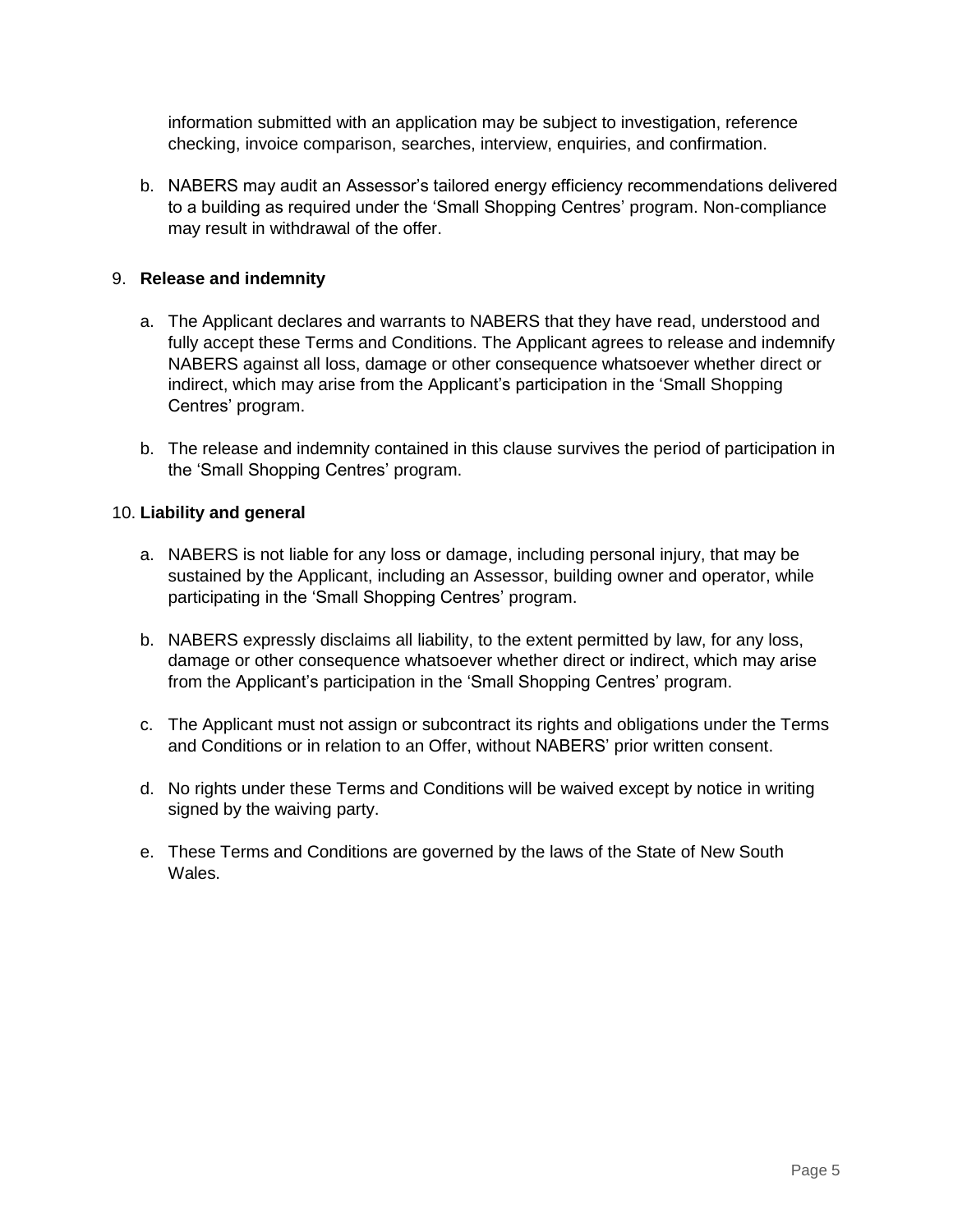information submitted with an application may be subject to investigation, reference checking, invoice comparison, searches, interview, enquiries, and confirmation.

b. NABERS may audit an Assessor's tailored energy efficiency recommendations delivered to a building as required under the 'Small Shopping Centres' program. Non-compliance may result in withdrawal of the offer.

9. **Release and indemnity**

   a. The Applicant declares and warrants to NABERS that they have read, understood and fully accept these Terms and Conditions. The Applicant agrees to release and indemnify NABERS against all loss, damage or other consequence whatsoever whether direct or indirect, which may arise from the Applicant's participation in the 'Small Shopping Centres' program.

   b. The release and indemnity contained in this clause survives the period of participation in the 'Small Shopping Centres' program.

10. **Liability and general**

   a. NABERS is not liable for any loss or damage, including personal injury, that may be sustained by the Applicant, including an Assessor, building owner and operator, while participating in the 'Small Shopping Centres' program.

   b. NABERS expressly disclaims all liability, to the extent permitted by law, for any loss, damage or other consequence whatsoever whether direct or indirect, which may arise from the Applicant's participation in the 'Small Shopping Centres' program.

   c. The Applicant must not assign or subcontract its rights and obligations under the Terms and Conditions or in relation to an Offer, without NABERS' prior written consent.

   d. No rights under these Terms and Conditions will be waived except by notice in writing signed by the waiving party.

   e. These Terms and Conditions are governed by the laws of the State of New South Wales.